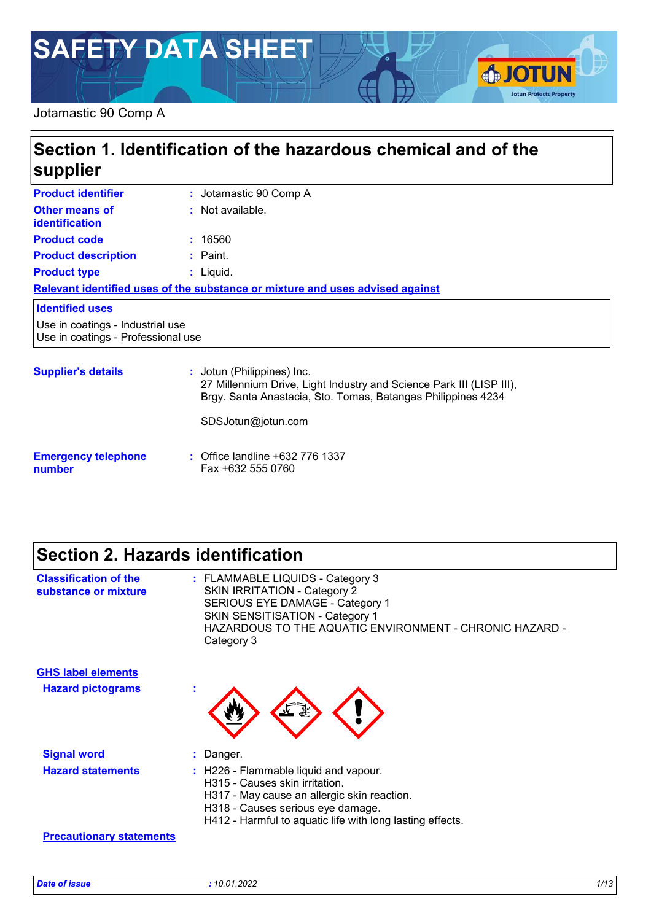# SAFETY DATA SHEET

Jotamastic 90 Comp A

## Section 1. Identification of the hazardous chemical and of the supplier

| | |
|---|---|
| **Product identifier** | : Jotamastic 90 Comp A |
| **Other means of identification** | : Not available. |
| **Product code** | : 16560 |
| **Product description** | : Paint. |
| **Product type** | : Liquid. |

**Relevant identified uses of the substance or mixture and uses advised against**

**Identified uses**

Use in coatings - Industrial use
Use in coatings - Professional use

**Supplier's details** : Jotun (Philippines) Inc.
27 Millennium Drive, Light Industry and Science Park III (LISP III),
Brgy. Santa Anastacia, Sto. Tomas, Batangas Philippines 4234

SDSJotun@jotun.com

**Emergency telephone number** : Office landline +632 776 1337
Fax +632 555 0760

## Section 2. Hazards identification

**Classification of the substance or mixture** : FLAMMABLE LIQUIDS - Category 3
SKIN IRRITATION - Category 2
SERIOUS EYE DAMAGE - Category 1
SKIN SENSITISATION - Category 1
HAZARDOUS TO THE AQUATIC ENVIRONMENT - CHRONIC HAZARD - Category 3

**GHS label elements**

**Hazard pictograms** :

**Signal word** : Danger.

**Hazard statements** : H226 - Flammable liquid and vapour.
H315 - Causes skin irritation.
H317 - May cause an allergic skin reaction.
H318 - Causes serious eye damage.
H412 - Harmful to aquatic life with long lasting effects.

**Precautionary statements**

*Date of issue* : 10.01.2022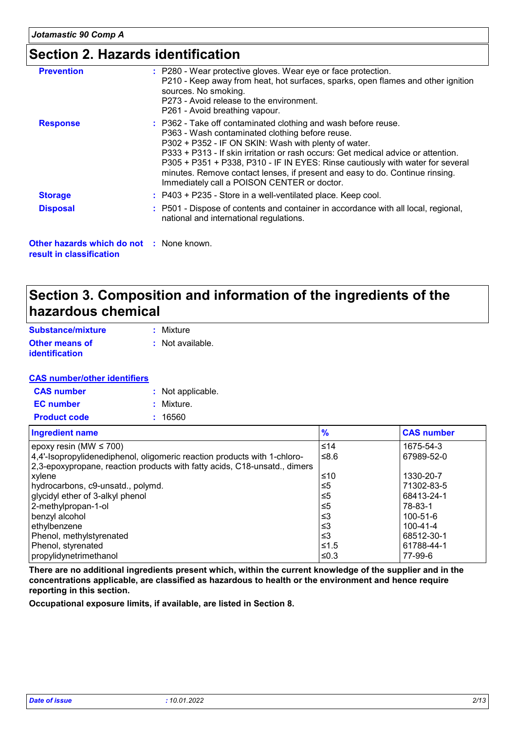## Section 2. Hazards identification

**Prevention** : P280 - Wear protective gloves. Wear eye or face protection.
P210 - Keep away from heat, hot surfaces, sparks, open flames and other ignition sources. No smoking.
P273 - Avoid release to the environment.
P261 - Avoid breathing vapour.

**Response** : P362 - Take off contaminated clothing and wash before reuse.
P363 - Wash contaminated clothing before reuse.
P302 + P352 - IF ON SKIN: Wash with plenty of water.
P333 + P313 - If skin irritation or rash occurs: Get medical advice or attention.
P305 + P351 + P338, P310 - IF IN EYES: Rinse cautiously with water for several minutes. Remove contact lenses, if present and easy to do. Continue rinsing. Immediately call a POISON CENTER or doctor.

**Storage** : P403 + P235 - Store in a well-ventilated place. Keep cool.

**Disposal** : P501 - Dispose of contents and container in accordance with all local, regional, national and international regulations.

**Other hazards which do not result in classification** : None known.

## Section 3. Composition and information of the ingredients of the hazardous chemical

**Substance/mixture** : Mixture

**Other means of identification** : Not available.

**CAS number/other identifiers**

**CAS number** : Not applicable.

**EC number** : Mixture.

**Product code** : 16560

| Ingredient name | % | CAS number |
|---|---|---|
| epoxy resin (MW ≤ 700) | ≤14 | 1675-54-3 |
| 4,4'-Isopropylidenediphenol, oligomeric reaction products with 1-chloro-2,3-epoxypropane, reaction products with fatty acids, C18-unsatd., dimers | ≤8.6 | 67989-52-0 |
| xylene | ≤10 | 1330-20-7 |
| hydrocarbons, c9-unsatd., polymd. | ≤5 | 71302-83-5 |
| glycidyl ether of 3-alkyl phenol | ≤5 | 68413-24-1 |
| 2-methylpropan-1-ol | ≤5 | 78-83-1 |
| benzyl alcohol | ≤3 | 100-51-6 |
| ethylbenzene | ≤3 | 100-41-4 |
| Phenol, methylstyrenated | ≤3 | 68512-30-1 |
| Phenol, styrenated | ≤1.5 | 61788-44-1 |
| propylidynetrimethanol | ≤0.3 | 77-99-6 |

**There are no additional ingredients present which, within the current knowledge of the supplier and in the concentrations applicable, are classified as hazardous to health or the environment and hence require reporting in this section.**

**Occupational exposure limits, if available, are listed in Section 8.**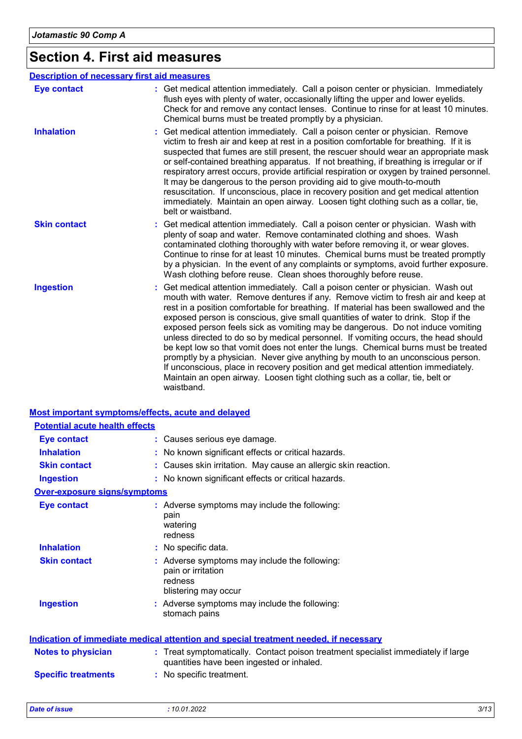# Section 4. First aid measures

## Description of necessary first aid measures

**Eye contact** : Get medical attention immediately. Call a poison center or physician. Immediately flush eyes with plenty of water, occasionally lifting the upper and lower eyelids. Check for and remove any contact lenses. Continue to rinse for at least 10 minutes. Chemical burns must be treated promptly by a physician.

**Inhalation** : Get medical attention immediately. Call a poison center or physician. Remove victim to fresh air and keep at rest in a position comfortable for breathing. If it is suspected that fumes are still present, the rescuer should wear an appropriate mask or self-contained breathing apparatus. If not breathing, if breathing is irregular or if respiratory arrest occurs, provide artificial respiration or oxygen by trained personnel. It may be dangerous to the person providing aid to give mouth-to-mouth resuscitation. If unconscious, place in recovery position and get medical attention immediately. Maintain an open airway. Loosen tight clothing such as a collar, tie, belt or waistband.

**Skin contact** : Get medical attention immediately. Call a poison center or physician. Wash with plenty of soap and water. Remove contaminated clothing and shoes. Wash contaminated clothing thoroughly with water before removing it, or wear gloves. Continue to rinse for at least 10 minutes. Chemical burns must be treated promptly by a physician. In the event of any complaints or symptoms, avoid further exposure. Wash clothing before reuse. Clean shoes thoroughly before reuse.

**Ingestion** : Get medical attention immediately. Call a poison center or physician. Wash out mouth with water. Remove dentures if any. Remove victim to fresh air and keep at rest in a position comfortable for breathing. If material has been swallowed and the exposed person is conscious, give small quantities of water to drink. Stop if the exposed person feels sick as vomiting may be dangerous. Do not induce vomiting unless directed to do so by medical personnel. If vomiting occurs, the head should be kept low so that vomit does not enter the lungs. Chemical burns must be treated promptly by a physician. Never give anything by mouth to an unconscious person. If unconscious, place in recovery position and get medical attention immediately. Maintain an open airway. Loosen tight clothing such as a collar, tie, belt or waistband.

## Most important symptoms/effects, acute and delayed

### Potential acute health effects

**Eye contact** : Causes serious eye damage.

**Inhalation** : No known significant effects or critical hazards.

**Skin contact** : Causes skin irritation. May cause an allergic skin reaction.

**Ingestion** : No known significant effects or critical hazards.

### Over-exposure signs/symptoms

**Eye contact** : Adverse symptoms may include the following:
pain
watering
redness

**Inhalation** : No specific data.

**Skin contact** : Adverse symptoms may include the following:
pain or irritation
redness
blistering may occur

**Ingestion** : Adverse symptoms may include the following:
stomach pains

## Indication of immediate medical attention and special treatment needed, if necessary

**Notes to physician** : Treat symptomatically. Contact poison treatment specialist immediately if large quantities have been ingested or inhaled.

**Specific treatments** : No specific treatment.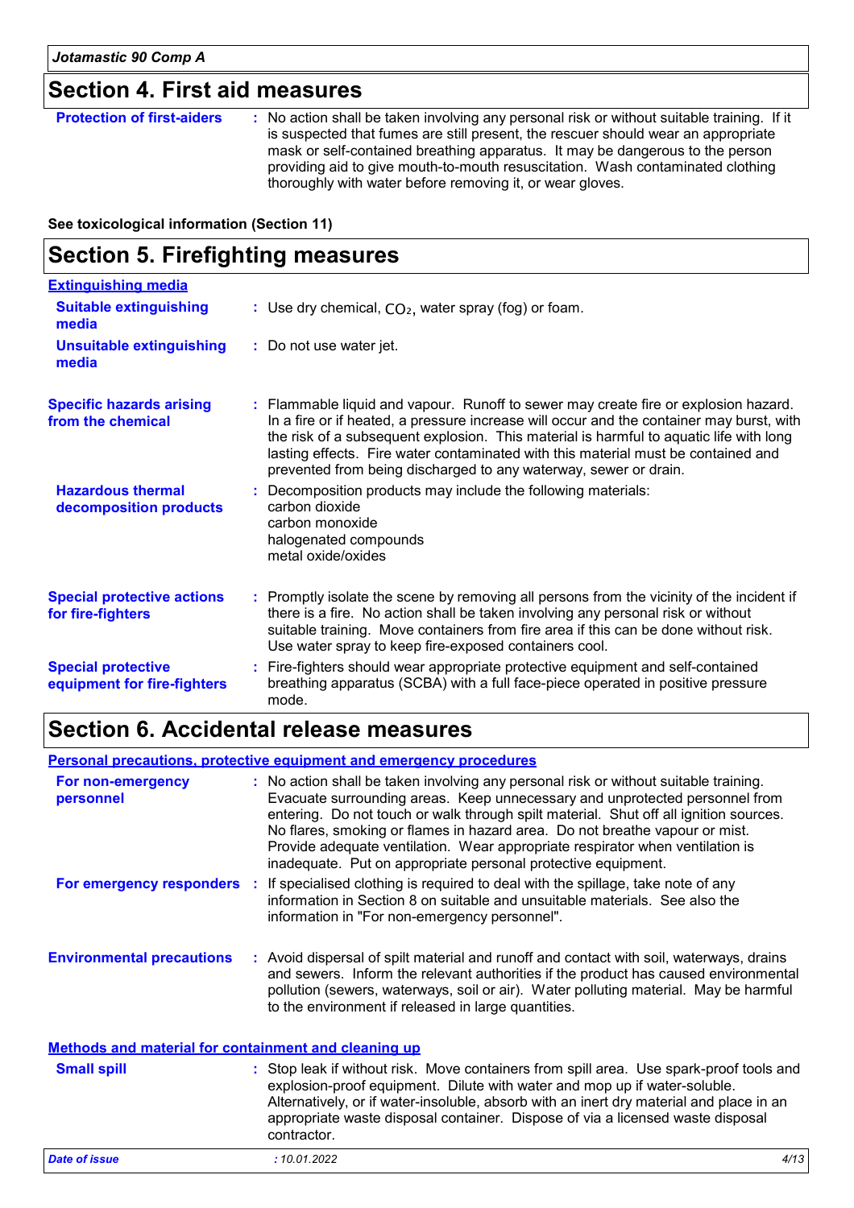## Section 4. First aid measures

**Protection of first-aiders** : No action shall be taken involving any personal risk or without suitable training. If it is suspected that fumes are still present, the rescuer should wear an appropriate mask or self-contained breathing apparatus. It may be dangerous to the person providing aid to give mouth-to-mouth resuscitation. Wash contaminated clothing thoroughly with water before removing it, or wear gloves.

**See toxicological information (Section 11)**

## Section 5. Firefighting measures

**Extinguishing media**

**Suitable extinguishing media** : Use dry chemical, $CO_2$, water spray (fog) or foam.

**Unsuitable extinguishing media** : Do not use water jet.

**Specific hazards arising from the chemical** : Flammable liquid and vapour. Runoff to sewer may create fire or explosion hazard. In a fire or if heated, a pressure increase will occur and the container may burst, with the risk of a subsequent explosion. This material is harmful to aquatic life with long lasting effects. Fire water contaminated with this material must be contained and prevented from being discharged to any waterway, sewer or drain.

**Hazardous thermal decomposition products** : Decomposition products may include the following materials:
carbon dioxide
carbon monoxide
halogenated compounds
metal oxide/oxides

**Special protective actions for fire-fighters** : Promptly isolate the scene by removing all persons from the vicinity of the incident if there is a fire. No action shall be taken involving any personal risk or without suitable training. Move containers from fire area if this can be done without risk. Use water spray to keep fire-exposed containers cool.

**Special protective equipment for fire-fighters** : Fire-fighters should wear appropriate protective equipment and self-contained breathing apparatus (SCBA) with a full face-piece operated in positive pressure mode.

## Section 6. Accidental release measures

**Personal precautions, protective equipment and emergency procedures**

**For non-emergency personnel** : No action shall be taken involving any personal risk or without suitable training. Evacuate surrounding areas. Keep unnecessary and unprotected personnel from entering. Do not touch or walk through spilt material. Shut off all ignition sources. No flares, smoking or flames in hazard area. Do not breathe vapour or mist. Provide adequate ventilation. Wear appropriate respirator when ventilation is inadequate. Put on appropriate personal protective equipment.

**For emergency responders** : If specialised clothing is required to deal with the spillage, take note of any information in Section 8 on suitable and unsuitable materials. See also the information in "For non-emergency personnel".

**Environmental precautions** : Avoid dispersal of spilt material and runoff and contact with soil, waterways, drains and sewers. Inform the relevant authorities if the product has caused environmental pollution (sewers, waterways, soil or air). Water polluting material. May be harmful to the environment if released in large quantities.

**Methods and material for containment and cleaning up**

**Small spill** : Stop leak if without risk. Move containers from spill area. Use spark-proof tools and explosion-proof equipment. Dilute with water and mop up if water-soluble. Alternatively, or if water-insoluble, absorb with an inert dry material and place in an appropriate waste disposal container. Dispose of via a licensed waste disposal contractor.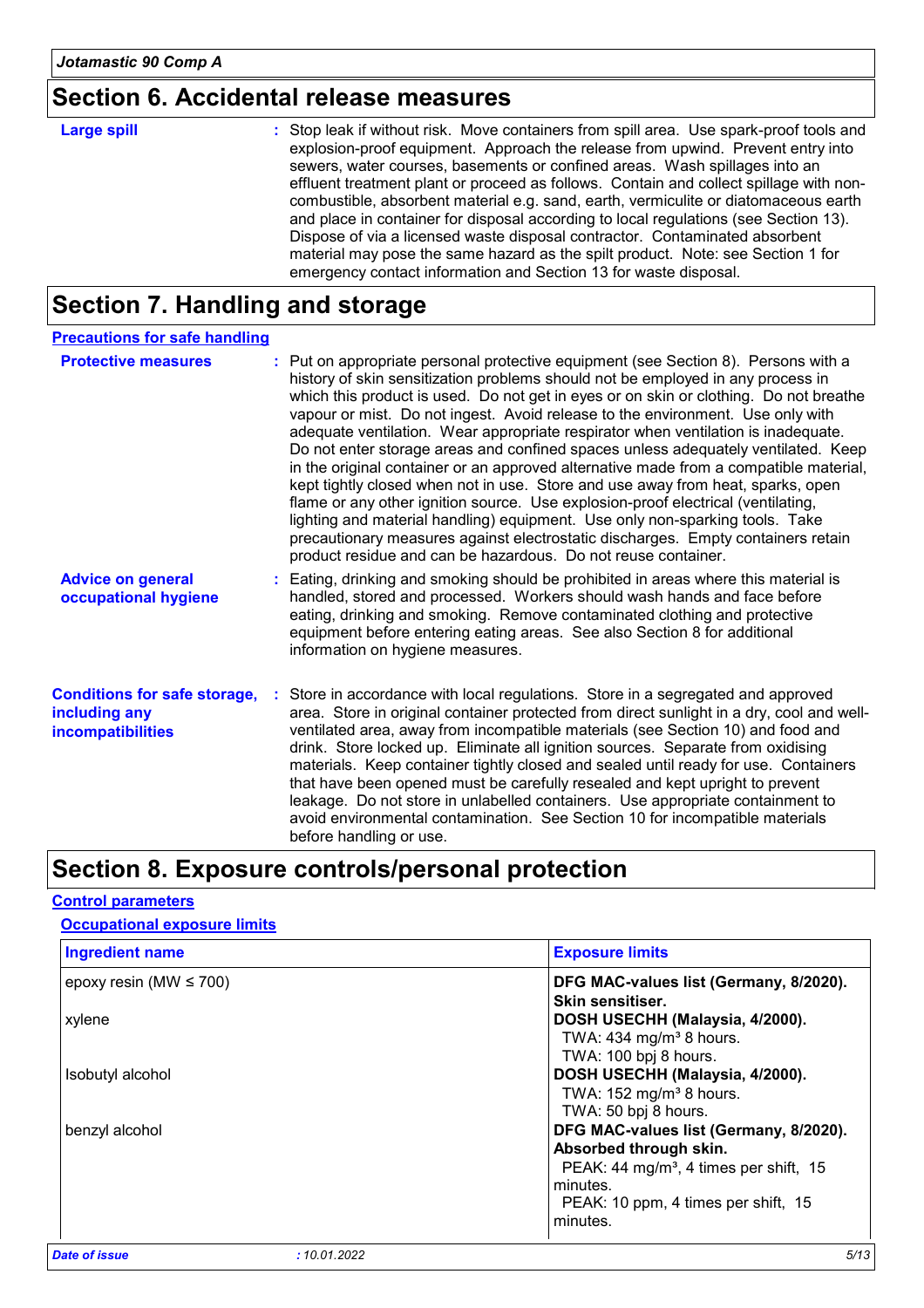## Section 6. Accidental release measures

**Large spill** : Stop leak if without risk. Move containers from spill area. Use spark-proof tools and explosion-proof equipment. Approach the release from upwind. Prevent entry into sewers, water courses, basements or confined areas. Wash spillages into an effluent treatment plant or proceed as follows. Contain and collect spillage with non-combustible, absorbent material e.g. sand, earth, vermiculite or diatomaceous earth and place in container for disposal according to local regulations (see Section 13). Dispose of via a licensed waste disposal contractor. Contaminated absorbent material may pose the same hazard as the spilt product. Note: see Section 1 for emergency contact information and Section 13 for waste disposal.

## Section 7. Handling and storage

### Precautions for safe handling

**Protective measures** : Put on appropriate personal protective equipment (see Section 8). Persons with a history of skin sensitization problems should not be employed in any process in which this product is used. Do not get in eyes or on skin or clothing. Do not breathe vapour or mist. Do not ingest. Avoid release to the environment. Use only with adequate ventilation. Wear appropriate respirator when ventilation is inadequate. Do not enter storage areas and confined spaces unless adequately ventilated. Keep in the original container or an approved alternative made from a compatible material, kept tightly closed when not in use. Store and use away from heat, sparks, open flame or any other ignition source. Use explosion-proof electrical (ventilating, lighting and material handling) equipment. Use only non-sparking tools. Take precautionary measures against electrostatic discharges. Empty containers retain product residue and can be hazardous. Do not reuse container.

**Advice on general occupational hygiene** : Eating, drinking and smoking should be prohibited in areas where this material is handled, stored and processed. Workers should wash hands and face before eating, drinking and smoking. Remove contaminated clothing and protective equipment before entering eating areas. See also Section 8 for additional information on hygiene measures.

**Conditions for safe storage, including any incompatibilities** : Store in accordance with local regulations. Store in a segregated and approved area. Store in original container protected from direct sunlight in a dry, cool and well-ventilated area, away from incompatible materials (see Section 10) and food and drink. Store locked up. Eliminate all ignition sources. Separate from oxidising materials. Keep container tightly closed and sealed until ready for use. Containers that have been opened must be carefully resealed and kept upright to prevent leakage. Do not store in unlabelled containers. Use appropriate containment to avoid environmental contamination. See Section 10 for incompatible materials before handling or use.

## Section 8. Exposure controls/personal protection

### Control parameters

#### Occupational exposure limits

| Ingredient name | Exposure limits |
|---|---|
| epoxy resin (MW ≤ 700) | **DFG MAC-values list (Germany, 8/2020). Skin sensitiser.** |
| xylene | **DOSH USECHH (Malaysia, 4/2000).** TWA: 434 mg/m³ 8 hours. TWA: 100 bpj 8 hours. |
| Isobutyl alcohol | **DOSH USECHH (Malaysia, 4/2000).** TWA: 152 mg/m³ 8 hours. TWA: 50 bpj 8 hours. |
| benzyl alcohol | **DFG MAC-values list (Germany, 8/2020). Absorbed through skin.** PEAK: 44 mg/m³, 4 times per shift, 15 minutes. PEAK: 10 ppm, 4 times per shift, 15 minutes. |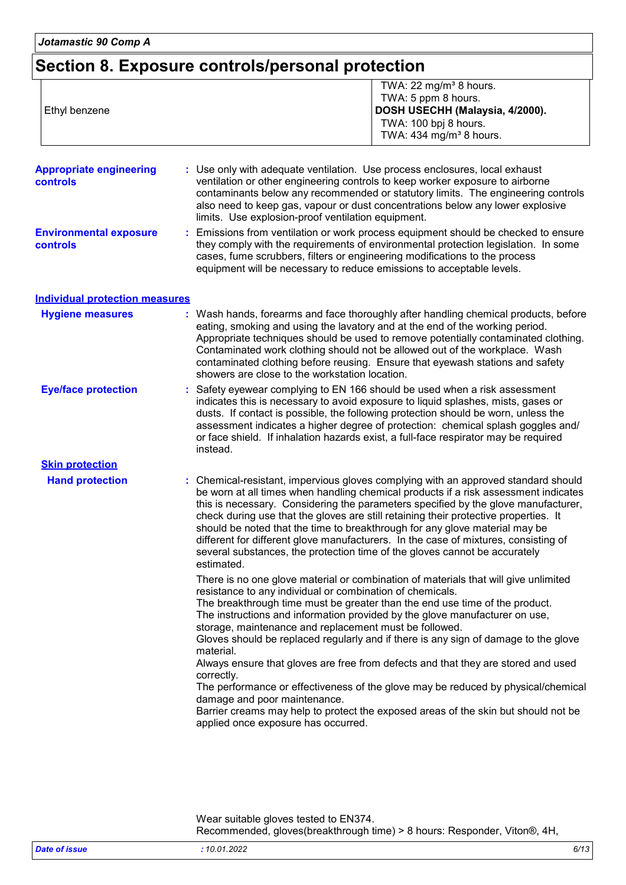## Section 8. Exposure controls/personal protection

| | |
|---|---|
| Ethyl benzene | TWA: 22 mg/m³ 8 hours.<br>TWA: 5 ppm 8 hours.<br>**DOSH USECHH (Malaysia, 4/2000).**<br>TWA: 100 bpj 8 hours.<br>TWA: 434 mg/m³ 8 hours. |

**Appropriate engineering controls** : Use only with adequate ventilation. Use process enclosures, local exhaust ventilation or other engineering controls to keep worker exposure to airborne contaminants below any recommended or statutory limits. The engineering controls also need to keep gas, vapour or dust concentrations below any lower explosive limits. Use explosion-proof ventilation equipment.

**Environmental exposure controls** : Emissions from ventilation or work process equipment should be checked to ensure they comply with the requirements of environmental protection legislation. In some cases, fume scrubbers, filters or engineering modifications to the process equipment will be necessary to reduce emissions to acceptable levels.

### Individual protection measures

**Hygiene measures** : Wash hands, forearms and face thoroughly after handling chemical products, before eating, smoking and using the lavatory and at the end of the working period. Appropriate techniques should be used to remove potentially contaminated clothing. Contaminated work clothing should not be allowed out of the workplace. Wash contaminated clothing before reusing. Ensure that eyewash stations and safety showers are close to the workstation location.

**Eye/face protection** : Safety eyewear complying to EN 166 should be used when a risk assessment indicates this is necessary to avoid exposure to liquid splashes, mists, gases or dusts. If contact is possible, the following protection should be worn, unless the assessment indicates a higher degree of protection: chemical splash goggles and/ or face shield. If inhalation hazards exist, a full-face respirator may be required instead.

**Skin protection**

**Hand protection** : Chemical-resistant, impervious gloves complying with an approved standard should be worn at all times when handling chemical products if a risk assessment indicates this is necessary. Considering the parameters specified by the glove manufacturer, check during use that the gloves are still retaining their protective properties. It should be noted that the time to breakthrough for any glove material may be different for different glove manufacturers. In the case of mixtures, consisting of several substances, the protection time of the gloves cannot be accurately estimated.

There is no one glove material or combination of materials that will give unlimited resistance to any individual or combination of chemicals.
The breakthrough time must be greater than the end use time of the product.
The instructions and information provided by the glove manufacturer on use, storage, maintenance and replacement must be followed.
Gloves should be replaced regularly and if there is any sign of damage to the glove material.
Always ensure that gloves are free from defects and that they are stored and used correctly.
The performance or effectiveness of the glove may be reduced by physical/chemical damage and poor maintenance.
Barrier creams may help to protect the exposed areas of the skin but should not be applied once exposure has occurred.

Wear suitable gloves tested to EN374.
Recommended, gloves(breakthrough time) > 8 hours: Responder, Viton®, 4H,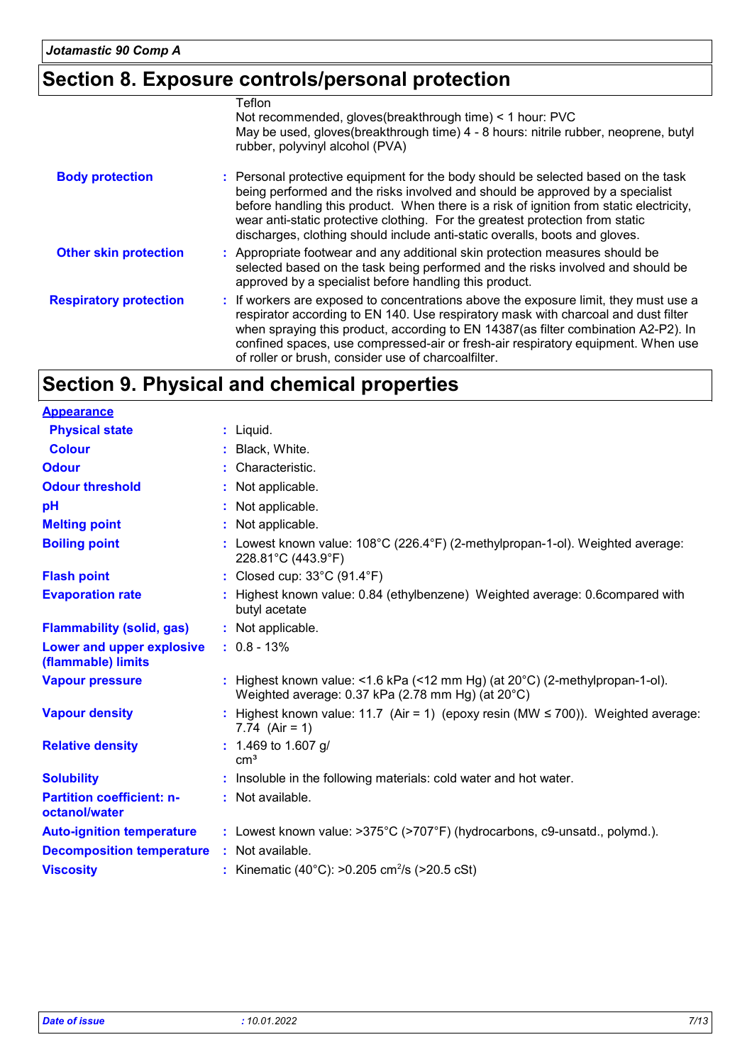## Section 8. Exposure controls/personal protection

Teflon
Not recommended, gloves(breakthrough time) < 1 hour: PVC
May be used, gloves(breakthrough time) 4 - 8 hours: nitrile rubber, neoprene, butyl rubber, polyvinyl alcohol (PVA)

**Body protection** : Personal protective equipment for the body should be selected based on the task being performed and the risks involved and should be approved by a specialist before handling this product. When there is a risk of ignition from static electricity, wear anti-static protective clothing. For the greatest protection from static discharges, clothing should include anti-static overalls, boots and gloves.

**Other skin protection** : Appropriate footwear and any additional skin protection measures should be selected based on the task being performed and the risks involved and should be approved by a specialist before handling this product.

**Respiratory protection** : If workers are exposed to concentrations above the exposure limit, they must use a respirator according to EN 140. Use respiratory mask with charcoal and dust filter when spraying this product, according to EN 14387(as filter combination A2-P2). In confined spaces, use compressed-air or fresh-air respiratory equipment. When use of roller or brush, consider use of charcoalfilter.

## Section 9. Physical and chemical properties

**Appearance**

| Property | Value |
|---|---|
| Physical state | Liquid. |
| Colour | Black, White. |
| Odour | Characteristic. |
| Odour threshold | Not applicable. |
| pH | Not applicable. |
| Melting point | Not applicable. |
| Boiling point | Lowest known value: 108°C (226.4°F) (2-methylpropan-1-ol). Weighted average: 228.81°C (443.9°F) |
| Flash point | Closed cup: 33°C (91.4°F) |
| Evaporation rate | Highest known value: 0.84 (ethylbenzene) Weighted average: 0.6compared with butyl acetate |
| Flammability (solid, gas) | Not applicable. |
| Lower and upper explosive (flammable) limits | 0.8 - 13% |
| Vapour pressure | Highest known value: <1.6 kPa (<12 mm Hg) (at 20°C) (2-methylpropan-1-ol). Weighted average: 0.37 kPa (2.78 mm Hg) (at 20°C) |
| Vapour density | Highest known value: 11.7 (Air = 1) (epoxy resin (MW ≤ 700)). Weighted average: 7.74 (Air = 1) |
| Relative density | 1.469 to 1.607 g/$cm^3$ |
| Solubility | Insoluble in the following materials: cold water and hot water. |
| Partition coefficient: n-octanol/water | Not available. |
| Auto-ignition temperature | Lowest known value: >375°C (>707°F) (hydrocarbons, c9-unsatd., polymd.). |
| Decomposition temperature | Not available. |
| Viscosity | Kinematic (40°C): >0.205 $cm^2$/s (>20.5 cSt) |

Date of issue : 10.01.2022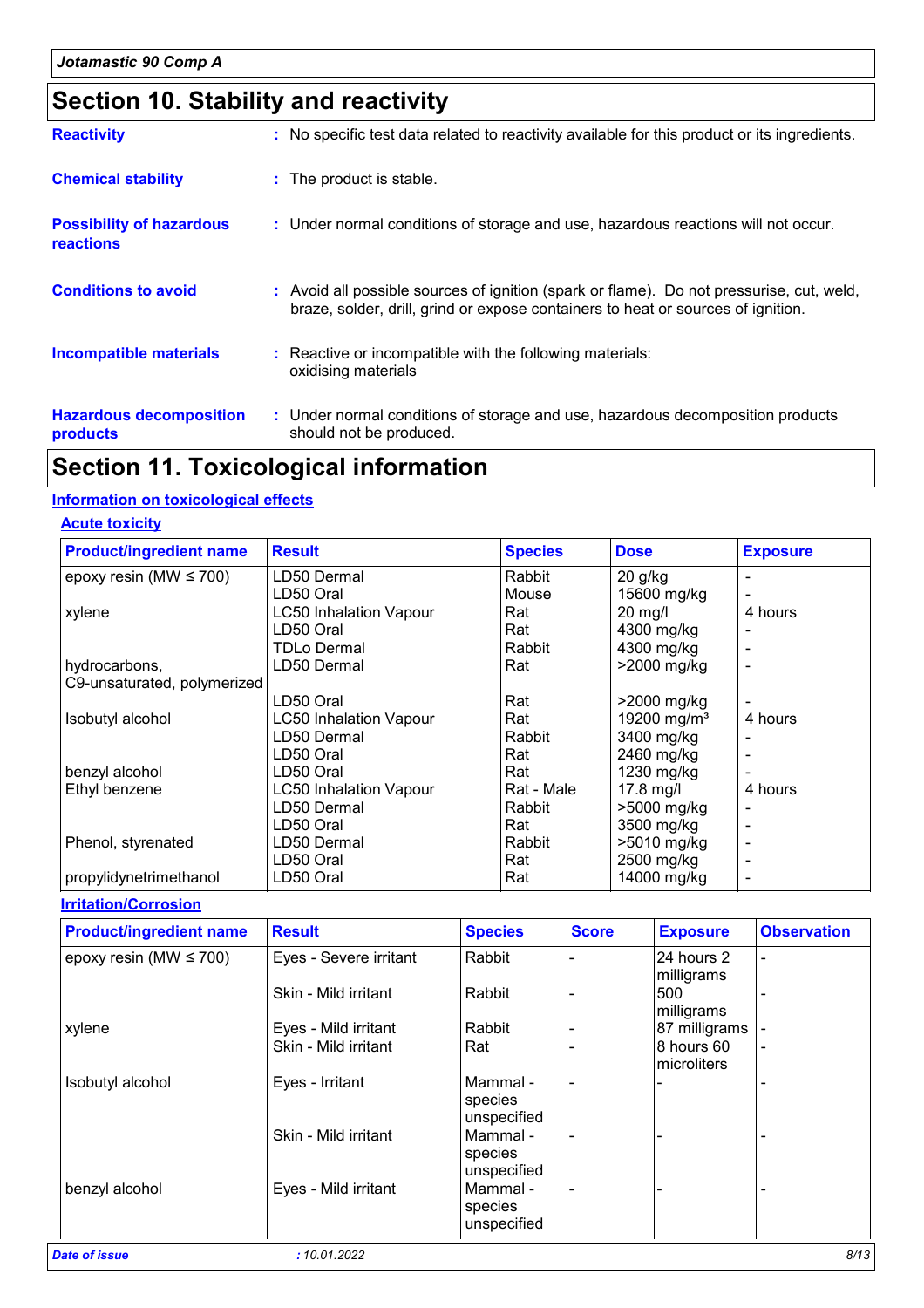# Section 10. Stability and reactivity

**Reactivity** : No specific test data related to reactivity available for this product or its ingredients.

**Chemical stability** : The product is stable.

**Possibility of hazardous reactions** : Under normal conditions of storage and use, hazardous reactions will not occur.

**Conditions to avoid** : Avoid all possible sources of ignition (spark or flame). Do not pressurise, cut, weld, braze, solder, drill, grind or expose containers to heat or sources of ignition.

**Incompatible materials** : Reactive or incompatible with the following materials: oxidising materials

**Hazardous decomposition products** : Under normal conditions of storage and use, hazardous decomposition products should not be produced.

# Section 11. Toxicological information

## Information on toxicological effects

### Acute toxicity

| Product/ingredient name | Result | Species | Dose | Exposure |
|---|---|---|---|---|
| epoxy resin (MW ≤ 700) | LD50 Dermal | Rabbit | 20 g/kg | - |
| | LD50 Oral | Mouse | 15600 mg/kg | - |
| xylene | LC50 Inhalation Vapour | Rat | 20 mg/l | 4 hours |
| | LD50 Oral | Rat | 4300 mg/kg | - |
| | TDLo Dermal | Rabbit | 4300 mg/kg | - |
| hydrocarbons, C9-unsaturated, polymerized | LD50 Dermal | Rat | >2000 mg/kg | - |
| | LD50 Oral | Rat | >2000 mg/kg | - |
| Isobutyl alcohol | LC50 Inhalation Vapour | Rat | 19200 mg/m³ | 4 hours |
| | LD50 Dermal | Rabbit | 3400 mg/kg | - |
| | LD50 Oral | Rat | 2460 mg/kg | - |
| benzyl alcohol | LD50 Oral | Rat | 1230 mg/kg | - |
| Ethyl benzene | LC50 Inhalation Vapour | Rat - Male | 17.8 mg/l | 4 hours |
| | LD50 Dermal | Rabbit | >5000 mg/kg | - |
| | LD50 Oral | Rat | 3500 mg/kg | - |
| Phenol, styrenated | LD50 Dermal | Rabbit | >5010 mg/kg | - |
| | LD50 Oral | Rat | 2500 mg/kg | - |
| propylidynetrimethanol | LD50 Oral | Rat | 14000 mg/kg | - |

### Irritation/Corrosion

| Product/ingredient name | Result | Species | Score | Exposure | Observation |
|---|---|---|---|---|---|
| epoxy resin (MW ≤ 700) | Eyes - Severe irritant | Rabbit | - | 24 hours 2 milligrams | - |
| | Skin - Mild irritant | Rabbit | - | 500 milligrams | - |
| xylene | Eyes - Mild irritant | Rabbit | - | 87 milligrams | - |
| | Skin - Mild irritant | Rat | - | 8 hours 60 microliters | - |
| Isobutyl alcohol | Eyes - Irritant | Mammal - species unspecified | - | - | - |
| | Skin - Mild irritant | Mammal - species unspecified | - | - | - |
| benzyl alcohol | Eyes - Mild irritant | Mammal - species unspecified | - | - | - |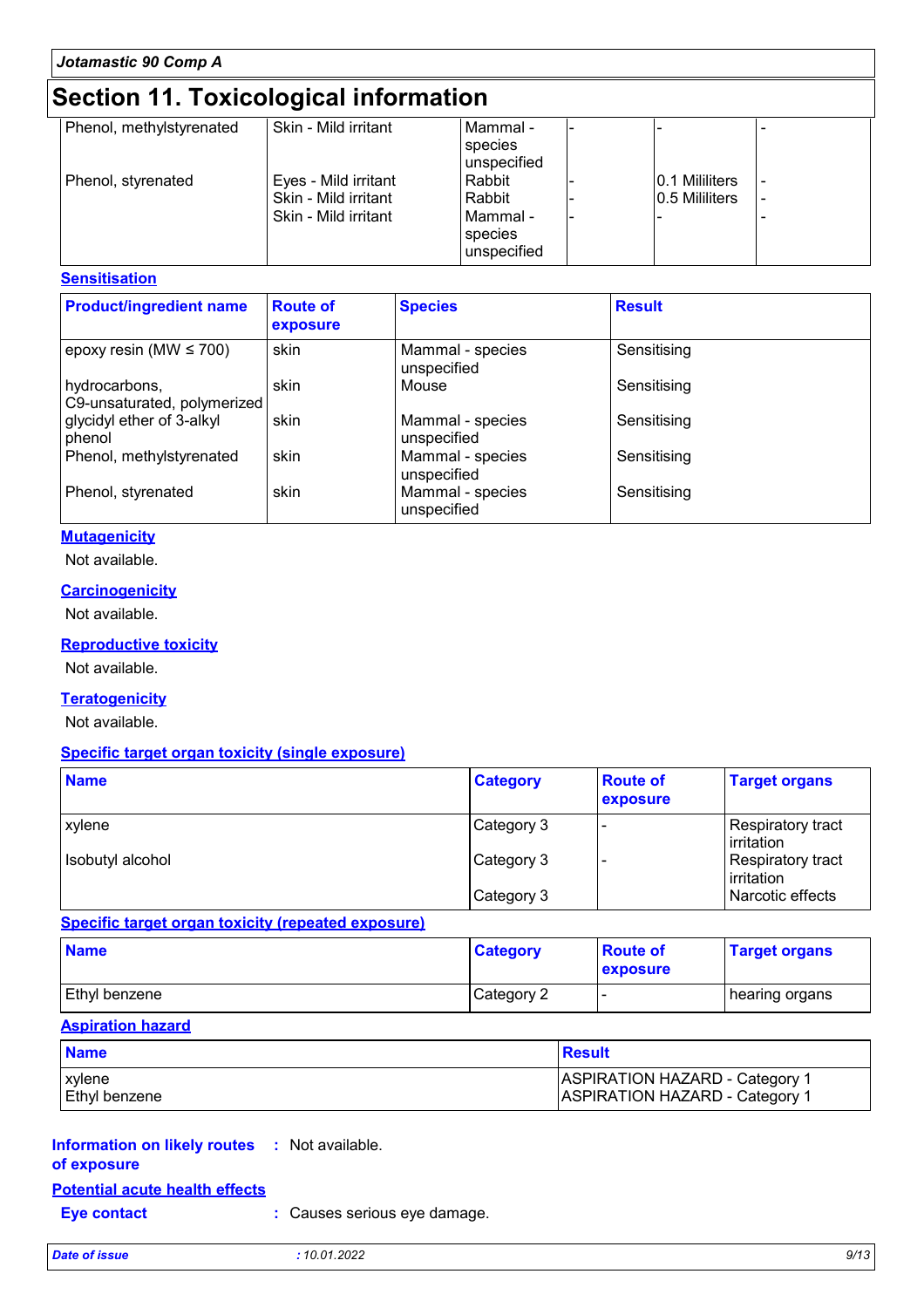## Section 11. Toxicological information

| | | | | | |
|---|---|---|---|---|---|
| Phenol, methylstyrenated | Skin - Mild irritant | Mammal - species unspecified | - | - | - |
| Phenol, styrenated | Eyes - Mild irritant | Rabbit | - | 0.1 Mililiters | - |
| | Skin - Mild irritant | Rabbit | - | 0.5 Mililiters | - |
| | Skin - Mild irritant | Mammal - species unspecified | - | - | - |

### Sensitisation

| Product/ingredient name | Route of exposure | Species | Result |
|---|---|---|---|
| epoxy resin (MW ≤ 700) | skin | Mammal - species unspecified | Sensitising |
| hydrocarbons, C9-unsaturated, polymerized | skin | Mouse | Sensitising |
| glycidyl ether of 3-alkyl phenol | skin | Mammal - species unspecified | Sensitising |
| Phenol, methylstyrenated | skin | Mammal - species unspecified | Sensitising |
| Phenol, styrenated | skin | Mammal - species unspecified | Sensitising |

### Mutagenicity

Not available.

### Carcinogenicity

Not available.

### Reproductive toxicity

Not available.

### Teratogenicity

Not available.

### Specific target organ toxicity (single exposure)

| Name | Category | Route of exposure | Target organs |
|---|---|---|---|
| xylene | Category 3 | - | Respiratory tract irritation |
| Isobutyl alcohol | Category 3 | - | Respiratory tract irritation |
| | Category 3 | | Narcotic effects |

### Specific target organ toxicity (repeated exposure)

| Name | Category | Route of exposure | Target organs |
|---|---|---|---|
| Ethyl benzene | Category 2 | - | hearing organs |

### Aspiration hazard

| Name | Result |
|---|---|
| xylene | ASPIRATION HAZARD - Category 1 |
| Ethyl benzene | ASPIRATION HAZARD - Category 1 |

**Information on likely routes of exposure** : Not available.

### Potential acute health effects

**Eye contact** : Causes serious eye damage.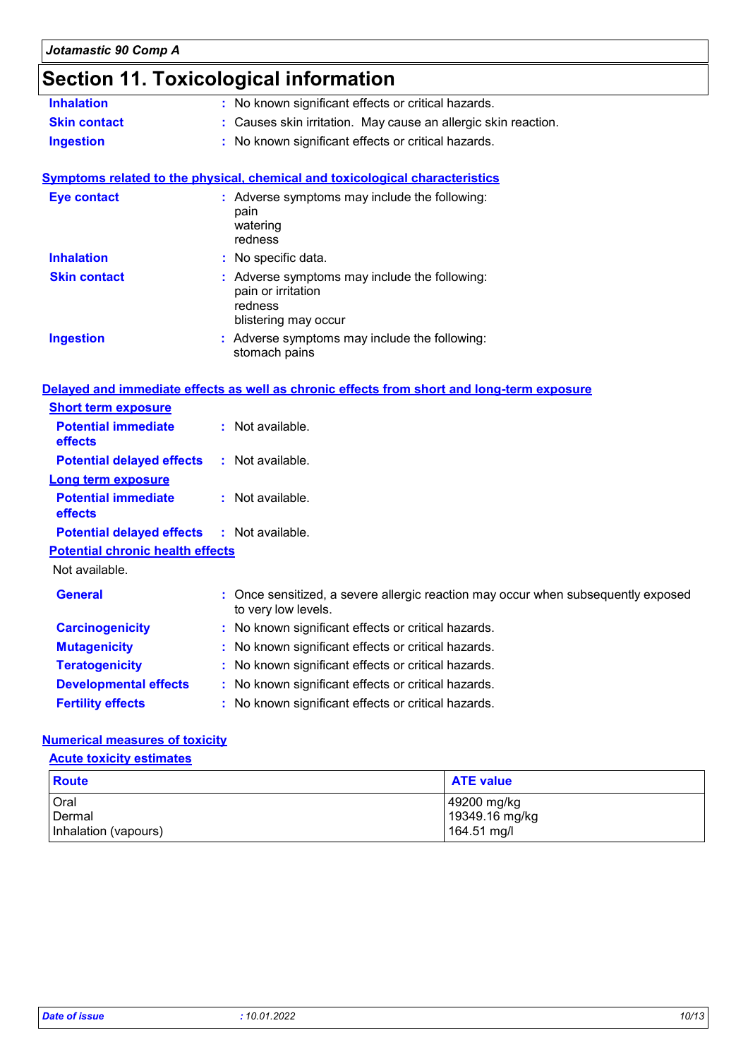# Section 11. Toxicological information

**Inclation**

| | |
|---|---|
| **Inhalation** | : No known significant effects or critical hazards. |
| **Skin contact** | : Causes skin irritation. May cause an allergic skin reaction. |
| **Ingestion** | : No known significant effects or critical hazards. |

## Symptoms related to the physical, chemical and toxicological characteristics

| | |
|---|---|
| **Eye contact** | : Adverse symptoms may include the following:<br>pain<br>watering<br>redness |
| **Inhalation** | : No specific data. |
| **Skin contact** | : Adverse symptoms may include the following:<br>pain or irritation<br>redness<br>blistering may occur |
| **Ingestion** | : Adverse symptoms may include the following:<br>stomach pains |

## Delayed and immediate effects as well as chronic effects from short and long-term exposure

### Short term exposure

| | |
|---|---|
| **Potential immediate effects** | : Not available. |
| **Potential delayed effects** | : Not available. |

### Long term exposure

| | |
|---|---|
| **Potential immediate effects** | : Not available. |
| **Potential delayed effects** | : Not available. |

### Potential chronic health effects

Not available.

| | |
|---|---|
| **General** | : Once sensitized, a severe allergic reaction may occur when subsequently exposed to very low levels. |
| **Carcinogenicity** | : No known significant effects or critical hazards. |
| **Mutagenicity** | : No known significant effects or critical hazards. |
| **Teratogenicity** | : No known significant effects or critical hazards. |
| **Developmental effects** | : No known significant effects or critical hazards. |
| **Fertility effects** | : No known significant effects or critical hazards. |

## Numerical measures of toxicity

### Acute toxicity estimates

| Route | ATE value |
|---|---|
| Oral | 49200 mg/kg |
| Dermal | 19349.16 mg/kg |
| Inhalation (vapours) | 164.51 mg/l |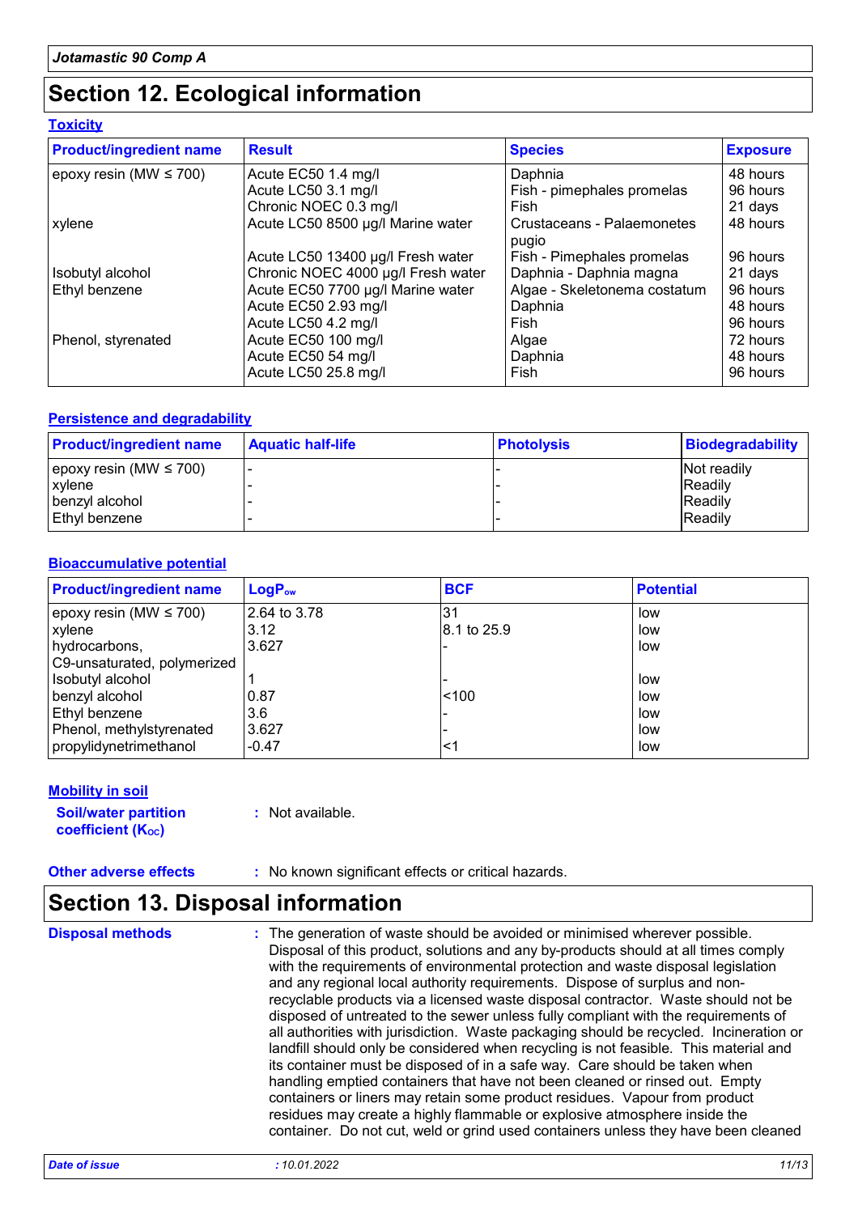# Section 12. Ecological information

### Toxicity

| Product/ingredient name | Result | Species | Exposure |
|---|---|---|---|
| epoxy resin (MW ≤ 700) | Acute EC50 1.4 mg/l | Daphnia | 48 hours |
| | Acute LC50 3.1 mg/l | Fish - pimephales promelas | 96 hours |
| | Chronic NOEC 0.3 mg/l | Fish | 21 days |
| xylene | Acute LC50 8500 µg/l Marine water | Crustaceans - Palaemonetes pugio | 48 hours |
| | Acute LC50 13400 µg/l Fresh water | Fish - Pimephales promelas | 96 hours |
| Isobutyl alcohol | Chronic NOEC 4000 µg/l Fresh water | Daphnia - Daphnia magna | 21 days |
| Ethyl benzene | Acute EC50 7700 µg/l Marine water | Algae - Skeletonema costatum | 96 hours |
| | Acute EC50 2.93 mg/l | Daphnia | 48 hours |
| | Acute LC50 4.2 mg/l | Fish | 96 hours |
| Phenol, styrenated | Acute EC50 100 mg/l | Algae | 72 hours |
| | Acute EC50 54 mg/l | Daphnia | 48 hours |
| | Acute LC50 25.8 mg/l | Fish | 96 hours |

### Persistence and degradability

| Product/ingredient name | Aquatic half-life | Photolysis | Biodegradability |
|---|---|---|---|
| epoxy resin (MW ≤ 700) | - | - | Not readily |
| xylene | - | - | Readily |
| benzyl alcohol | - | - | Readily |
| Ethyl benzene | - | - | Readily |

### Bioaccumulative potential

| Product/ingredient name | $LogP_{ow}$ | BCF | Potential |
|---|---|---|---|
| epoxy resin (MW ≤ 700) | 2.64 to 3.78 | 31 | low |
| xylene | 3.12 | 8.1 to 25.9 | low |
| hydrocarbons, C9-unsaturated, polymerized | 3.627 | - | low |
| Isobutyl alcohol | 1 | - | low |
| benzyl alcohol | 0.87 | <100 | low |
| Ethyl benzene | 3.6 | - | low |
| Phenol, methylstyrenated | 3.627 | - | low |
| propylidynetrimethanol | -0.47 | <1 | low |

### Mobility in soil

**Soil/water partition coefficient ($K_{OC}$)** : Not available.

**Other adverse effects** : No known significant effects or critical hazards.

# Section 13. Disposal information

**Disposal methods** : The generation of waste should be avoided or minimised wherever possible. Disposal of this product, solutions and any by-products should at all times comply with the requirements of environmental protection and waste disposal legislation and any regional local authority requirements. Dispose of surplus and non-recyclable products via a licensed waste disposal contractor. Waste should not be disposed of untreated to the sewer unless fully compliant with the requirements of all authorities with jurisdiction. Waste packaging should be recycled. Incineration or landfill should only be considered when recycling is not feasible. This material and its container must be disposed of in a safe way. Care should be taken when handling emptied containers that have not been cleaned or rinsed out. Empty containers or liners may retain some product residues. Vapour from product residues may create a highly flammable or explosive atmosphere inside the container. Do not cut, weld or grind used containers unless they have been cleaned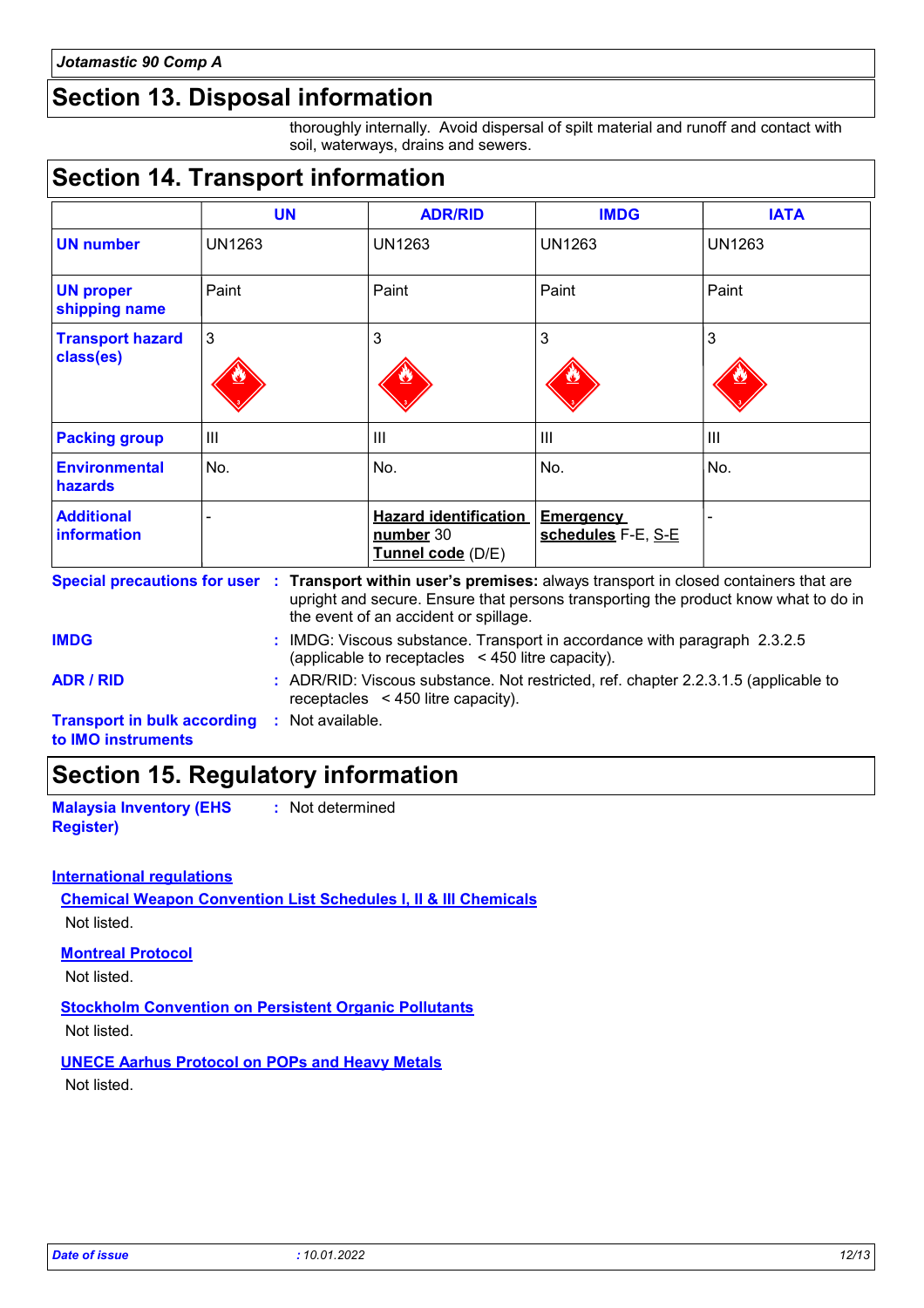## Section 13. Disposal information

thoroughly internally. Avoid dispersal of spilt material and runoff and contact with soil, waterways, drains and sewers.

## Section 14. Transport information

| | UN | ADR/RID | IMDG | IATA |
|---|---|---|---|---|
| **UN number** | UN1263 | UN1263 | UN1263 | UN1263 |
| **UN proper shipping name** | Paint | Paint | Paint | Paint |
| **Transport hazard class(es)** | 3 | 3 | 3 | 3 |
| **Packing group** | III | III | III | III |
| **Environmental hazards** | No. | No. | No. | No. |
| **Additional information** | - | **Hazard identification number** 30 **Tunnel code** (D/E) | **Emergency schedules** F-E, S-E | - |

**Special precautions for user** : **Transport within user's premises:** always transport in closed containers that are upright and secure. Ensure that persons transporting the product know what to do in the event of an accident or spillage.

**IMDG** : IMDG: Viscous substance. Transport in accordance with paragraph 2.3.2.5 (applicable to receptacles < 450 litre capacity).

**ADR / RID** : ADR/RID: Viscous substance. Not restricted, ref. chapter 2.2.3.1.5 (applicable to receptacles < 450 litre capacity).

**Transport in bulk according to IMO instruments** : Not available.

## Section 15. Regulatory information

**Malaysia Inventory (EHS Register)** : Not determined

**International regulations**

**Chemical Weapon Convention List Schedules I, II & III Chemicals**

Not listed.

**Montreal Protocol**

Not listed.

**Stockholm Convention on Persistent Organic Pollutants**

Not listed.

**UNECE Aarhus Protocol on POPs and Heavy Metals**

Not listed.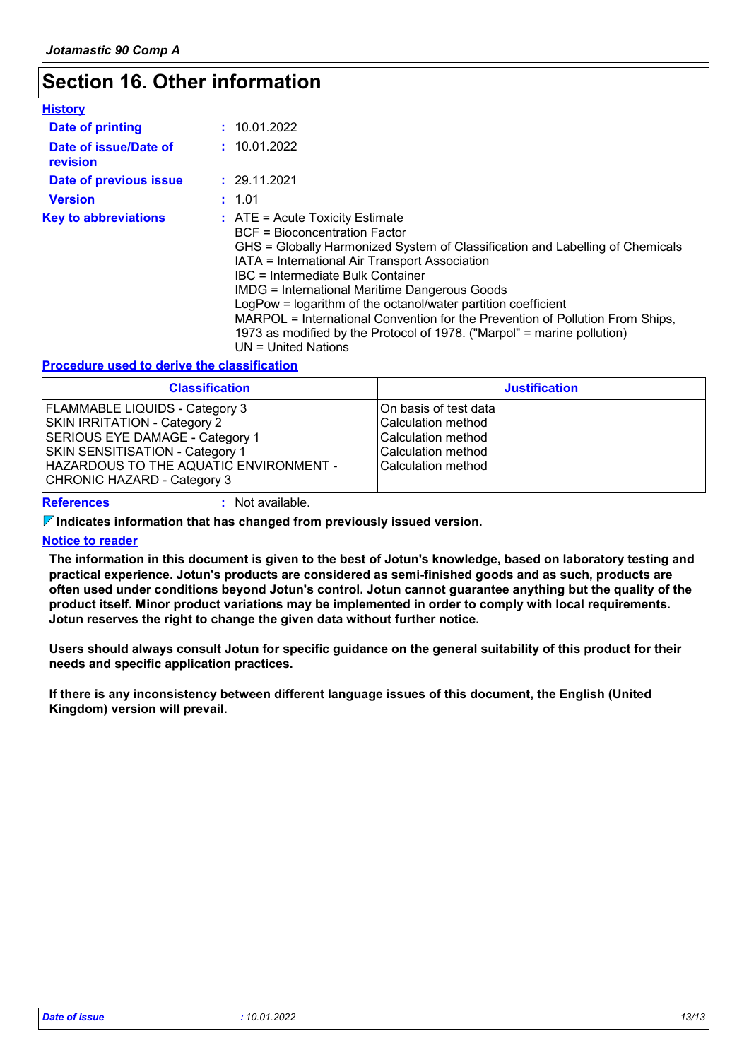# Section 16. Other information

**History**

**Date of printing** : 10.01.2022

**Date of issue/Date of revision** : 10.01.2022

**Date of previous issue** : 29.11.2021

**Version** : 1.01

**Key to abbreviations** : ATE = Acute Toxicity Estimate
BCF = Bioconcentration Factor
GHS = Globally Harmonized System of Classification and Labelling of Chemicals
IATA = International Air Transport Association
IBC = Intermediate Bulk Container
IMDG = International Maritime Dangerous Goods
LogPow = logarithm of the octanol/water partition coefficient
MARPOL = International Convention for the Prevention of Pollution From Ships, 1973 as modified by the Protocol of 1978. ("Marpol" = marine pollution)
UN = United Nations

**Procedure used to derive the classification**

| Classification | Justification |
|---|---|
| FLAMMABLE LIQUIDS - Category 3 | On basis of test data |
| SKIN IRRITATION - Category 2 | Calculation method |
| SERIOUS EYE DAMAGE - Category 1 | Calculation method |
| SKIN SENSITISATION - Category 1 | Calculation method |
| HAZARDOUS TO THE AQUATIC ENVIRONMENT - CHRONIC HAZARD - Category 3 | Calculation method |

**References** : Not available.

**Indicates information that has changed from previously issued version.**

**Notice to reader**

**The information in this document is given to the best of Jotun's knowledge, based on laboratory testing and practical experience. Jotun's products are considered as semi-finished goods and as such, products are often used under conditions beyond Jotun's control. Jotun cannot guarantee anything but the quality of the product itself. Minor product variations may be implemented in order to comply with local requirements. Jotun reserves the right to change the given data without further notice.**

**Users should always consult Jotun for specific guidance on the general suitability of this product for their needs and specific application practices.**

**If there is any inconsistency between different language issues of this document, the English (United Kingdom) version will prevail.**